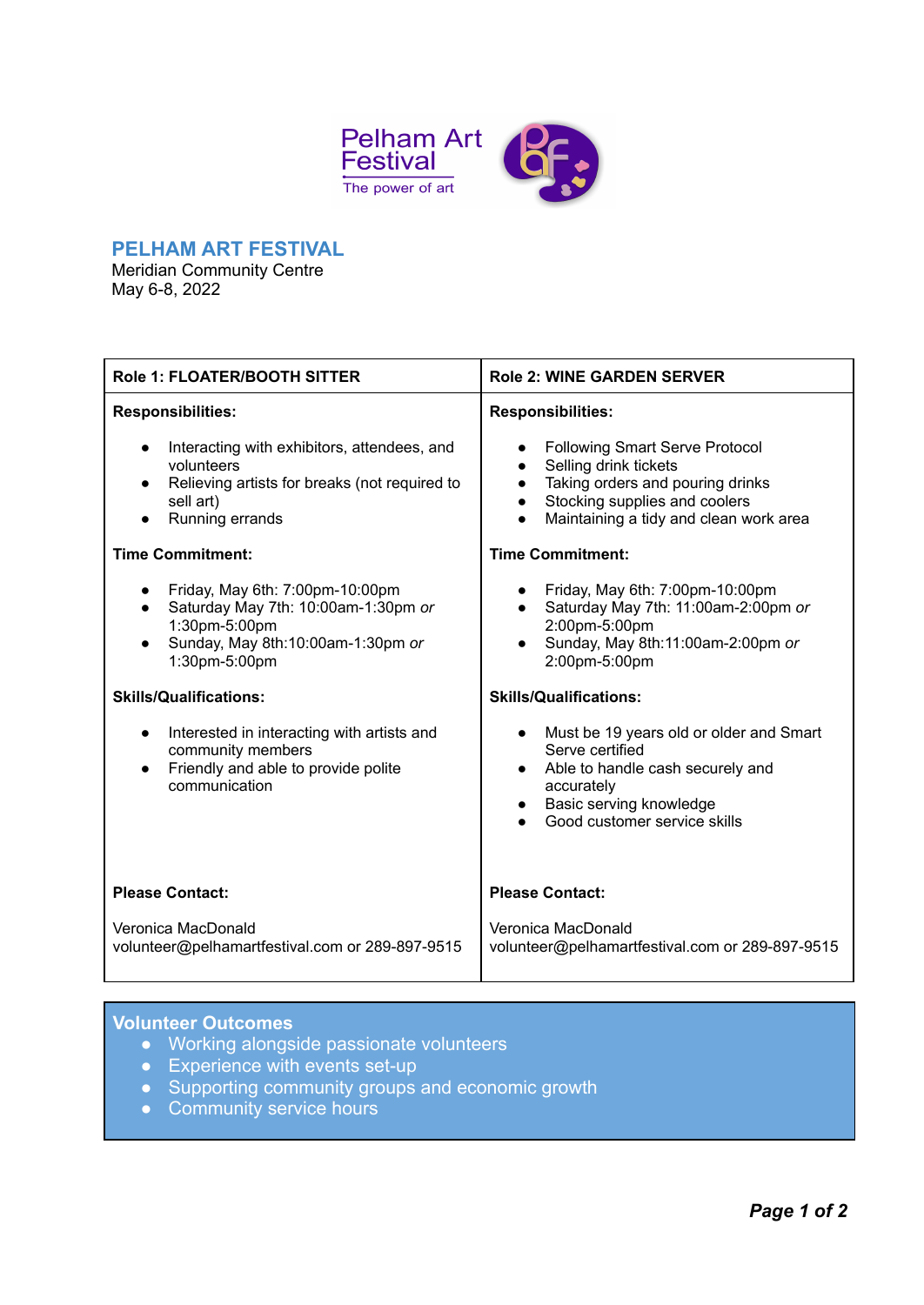Pelham Art Festival

The power of art

# PELHAM ART FESTIVAL

Meridian Community Centre
May 6-8, 2022

| Role 1: FLOATER/BOOTH SITTER | Role 2: WINE GARDEN SERVER |
|---|---|
| **Responsibilities:**<br>• Interacting with exhibitors, attendees, and volunteers<br>• Relieving artists for breaks (not required to sell art)<br>• Running errands<br><br>**Time Commitment:**<br>• Friday, May 6th: 7:00pm-10:00pm<br>• Saturday May 7th: 10:00am-1:30pm *or* 1:30pm-5:00pm<br>• Sunday, May 8th:10:00am-1:30pm *or* 1:30pm-5:00pm<br><br>**Skills/Qualifications:**<br>• Interested in interacting with artists and community members<br>• Friendly and able to provide polite communication<br><br>**Please Contact:**<br><br>Veronica MacDonald<br>volunteer@pelhamartfestival.com or 289-897-9515 | **Responsibilities:**<br>• Following Smart Serve Protocol<br>• Selling drink tickets<br>• Taking orders and pouring drinks<br>• Stocking supplies and coolers<br>• Maintaining a tidy and clean work area<br><br>**Time Commitment:**<br>• Friday, May 6th: 7:00pm-10:00pm<br>• Saturday May 7th: 11:00am-2:00pm *or* 2:00pm-5:00pm<br>• Sunday, May 8th:11:00am-2:00pm *or* 2:00pm-5:00pm<br><br>**Skills/Qualifications:**<br>• Must be 19 years old or older and Smart Serve certified<br>• Able to handle cash securely and accurately<br>• Basic serving knowledge<br>• Good customer service skills<br><br>**Please Contact:**<br><br>Veronica MacDonald<br>volunteer@pelhamartfestival.com or 289-897-9515 |

## Volunteer Outcomes

- Working alongside passionate volunteers
- Experience with events set-up
- Supporting community groups and economic growth
- Community service hours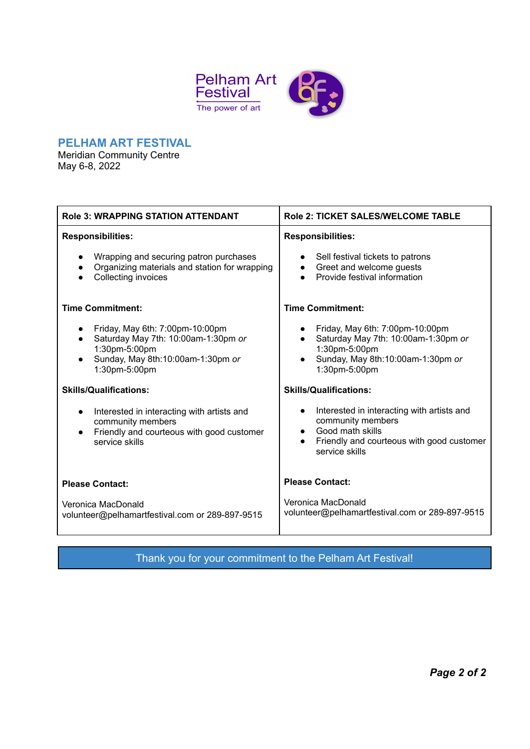Pelham Art Festival
The power of art

## PELHAM ART FESTIVAL

Meridian Community Centre
May 6-8, 2022

| Role 3: WRAPPING STATION ATTENDANT | Role 2: TICKET SALES/WELCOME TABLE |
|---|---|
| **Responsibilities:**<br><br>• Wrapping and securing patron purchases<br>• Organizing materials and station for wrapping<br>• Collecting invoices<br><br>**Time Commitment:**<br><br>• Friday, May 6th: 7:00pm-10:00pm<br>• Saturday May 7th: 10:00am-1:30pm *or* 1:30pm-5:00pm<br>• Sunday, May 8th:10:00am-1:30pm *or* 1:30pm-5:00pm<br><br>**Skills/Qualifications:**<br><br>• Interested in interacting with artists and community members<br>• Friendly and courteous with good customer service skills<br><br>**Please Contact:**<br><br>Veronica MacDonald<br>volunteer@pelhamartfestival.com or 289-897-9515 | **Responsibilities:**<br><br>• Sell festival tickets to patrons<br>• Greet and welcome guests<br>• Provide festival information<br><br>**Time Commitment:**<br><br>• Friday, May 6th: 7:00pm-10:00pm<br>• Saturday May 7th: 10:00am-1:30pm *or* 1:30pm-5:00pm<br>• Sunday, May 8th:10:00am-1:30pm *or* 1:30pm-5:00pm<br><br>**Skills/Qualifications:**<br><br>• Interested in interacting with artists and community members<br>• Good math skills<br>• Friendly and courteous with good customer service skills<br><br>**Please Contact:**<br><br>Veronica MacDonald<br>volunteer@pelhamartfestival.com or 289-897-9515 |

Thank you for your commitment to the Pelham Art Festival!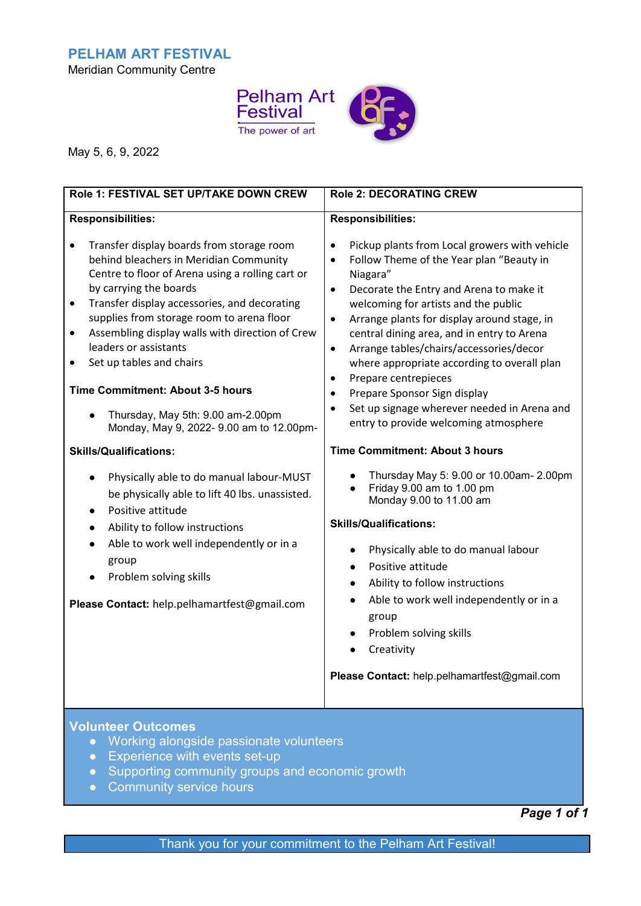# PELHAM ART FESTIVAL

Meridian Community Centre

Pelham Art Festival
The power of art

May 5, 6, 9, 2022

| Role 1: FESTIVAL SET UP/TAKE DOWN CREW | Role 2: DECORATING CREW |
|---|---|
| **Responsibilities:**<br>• Transfer display boards from storage room behind bleachers in Meridian Community Centre to floor of Arena using a rolling cart or by carrying the boards<br>• Transfer display accessories, and decorating supplies from storage room to arena floor<br>• Assembling display walls with direction of Crew leaders or assistants<br>• Set up tables and chairs<br><br>**Time Commitment: About 3-5 hours**<br>• Thursday, May 5th: 9.00 am-2.00pm<br>Monday, May 9, 2022- 9.00 am to 12.00pm-<br><br>**Skills/Qualifications:**<br>• Physically able to do manual labour-MUST be physically able to lift 40 lbs. unassisted.<br>• Positive attitude<br>• Ability to follow instructions<br>• Able to work well independently or in a group<br>• Problem solving skills<br><br>**Please Contact:** help.pelhamartfest@gmail.com | **Responsibilities:**<br>• Pickup plants from Local growers with vehicle<br>• Follow Theme of the Year plan "Beauty in Niagara"<br>• Decorate the Entry and Arena to make it welcoming for artists and the public<br>• Arrange plants for display around stage, in central dining area, and in entry to Arena<br>• Arrange tables/chairs/accessories/decor where appropriate according to overall plan<br>• Prepare centrepieces<br>• Prepare Sponsor Sign display<br>• Set up signage wherever needed in Arena and entry to provide welcoming atmosphere<br><br>**Time Commitment: About 3 hours**<br>• Thursday May 5: 9.00 or 10.00am- 2.00pm<br>• Friday 9.00 am to 1.00 pm<br>Monday 9.00 to 11.00 am<br><br>**Skills/Qualifications:**<br>• Physically able to do manual labour<br>• Positive attitude<br>• Ability to follow instructions<br>• Able to work well independently or in a group<br>• Problem solving skills<br>• Creativity<br><br>**Please Contact:** help.pelhamartfest@gmail.com |

**Volunteer Outcomes**
- Working alongside passionate volunteers
- Experience with events set-up
- Supporting community groups and economic growth
- Community service hours

Thank you for your commitment to the Pelham Art Festival!